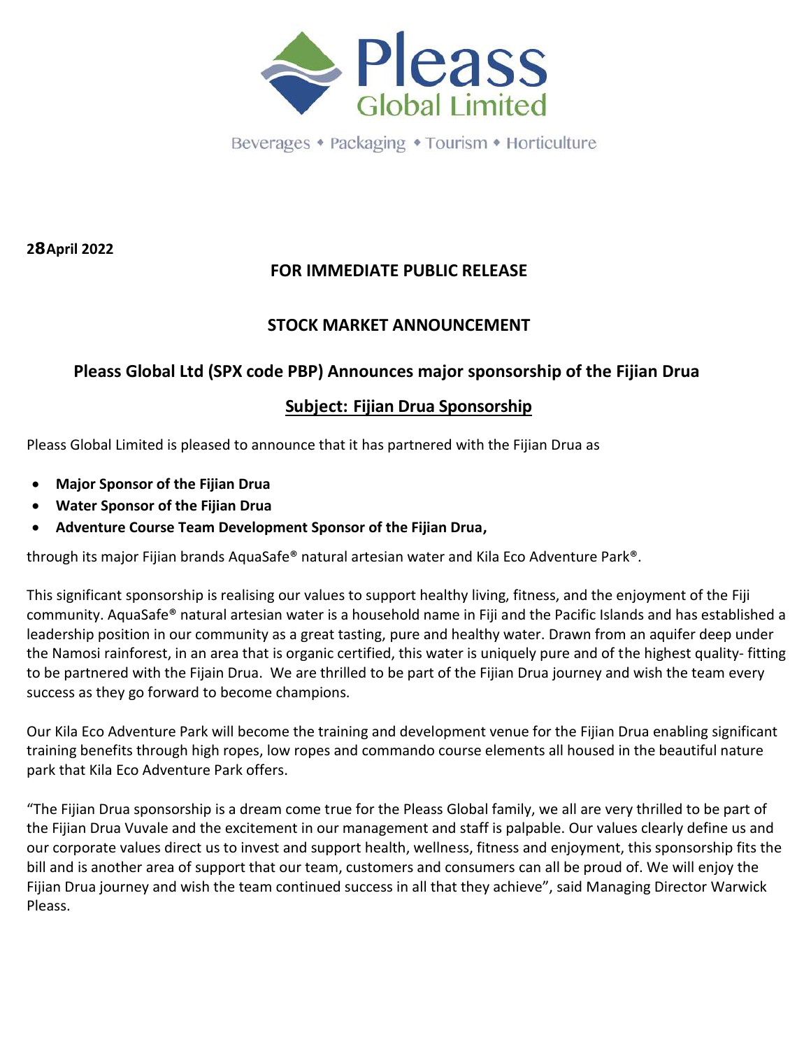Pleass Global Limited

Beverages • Packaging • Tourism • Horticulture

**28April 2022**

**FOR IMMEDIATE PUBLIC RELEASE**

**STOCK MARKET ANNOUNCEMENT**

## Pleass Global Ltd (SPX code PBP) Announces major sponsorship of the Fijian Drua

### Subject: Fijian Drua Sponsorship

Pleass Global Limited is pleased to announce that it has partnered with the Fijian Drua as

- **Major Sponsor of the Fijian Drua**
- **Water Sponsor of the Fijian Drua**
- **Adventure Course Team Development Sponsor of the Fijian Drua,**

through its major Fijian brands AquaSafe® natural artesian water and Kila Eco Adventure Park®.

This significant sponsorship is realising our values to support healthy living, fitness, and the enjoyment of the Fiji community. AquaSafe® natural artesian water is a household name in Fiji and the Pacific Islands and has established a leadership position in our community as a great tasting, pure and healthy water. Drawn from an aquifer deep under the Namosi rainforest, in an area that is organic certified, this water is uniquely pure and of the highest quality- fitting to be partnered with the Fijain Drua. We are thrilled to be part of the Fijian Drua journey and wish the team every success as they go forward to become champions.

Our Kila Eco Adventure Park will become the training and development venue for the Fijian Drua enabling significant training benefits through high ropes, low ropes and commando course elements all housed in the beautiful nature park that Kila Eco Adventure Park offers.

"The Fijian Drua sponsorship is a dream come true for the Pleass Global family, we all are very thrilled to be part of the Fijian Drua Vuvale and the excitement in our management and staff is palpable. Our values clearly define us and our corporate values direct us to invest and support health, wellness, fitness and enjoyment, this sponsorship fits the bill and is another area of support that our team, customers and consumers can all be proud of. We will enjoy the Fijian Drua journey and wish the team continued success in all that they achieve", said Managing Director Warwick Pleass.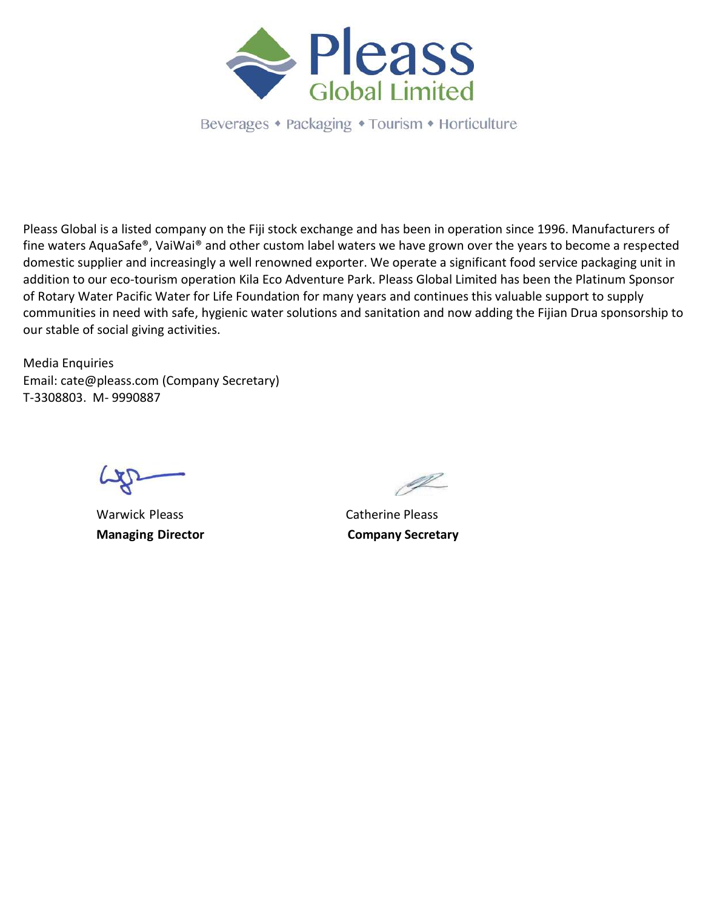Pleass Global Limited

Beverages • Packaging • Tourism • Horticulture

Pleass Global is a listed company on the Fiji stock exchange and has been in operation since 1996. Manufacturers of fine waters AquaSafe®, VaiWai® and other custom label waters we have grown over the years to become a respected domestic supplier and increasingly a well renowned exporter. We operate a significant food service packaging unit in addition to our eco-tourism operation Kila Eco Adventure Park. Pleass Global Limited has been the Platinum Sponsor of Rotary Water Pacific Water for Life Foundation for many years and continues this valuable support to supply communities in need with safe, hygienic water solutions and sanitation and now adding the Fijian Drua sponsorship to our stable of social giving activities.

Media Enquiries
Email: cate@pleass.com (Company Secretary)
T-3308803. M- 9990887

Warwick Pleass
**Managing Director**

Catherine Pleass
**Company Secretary**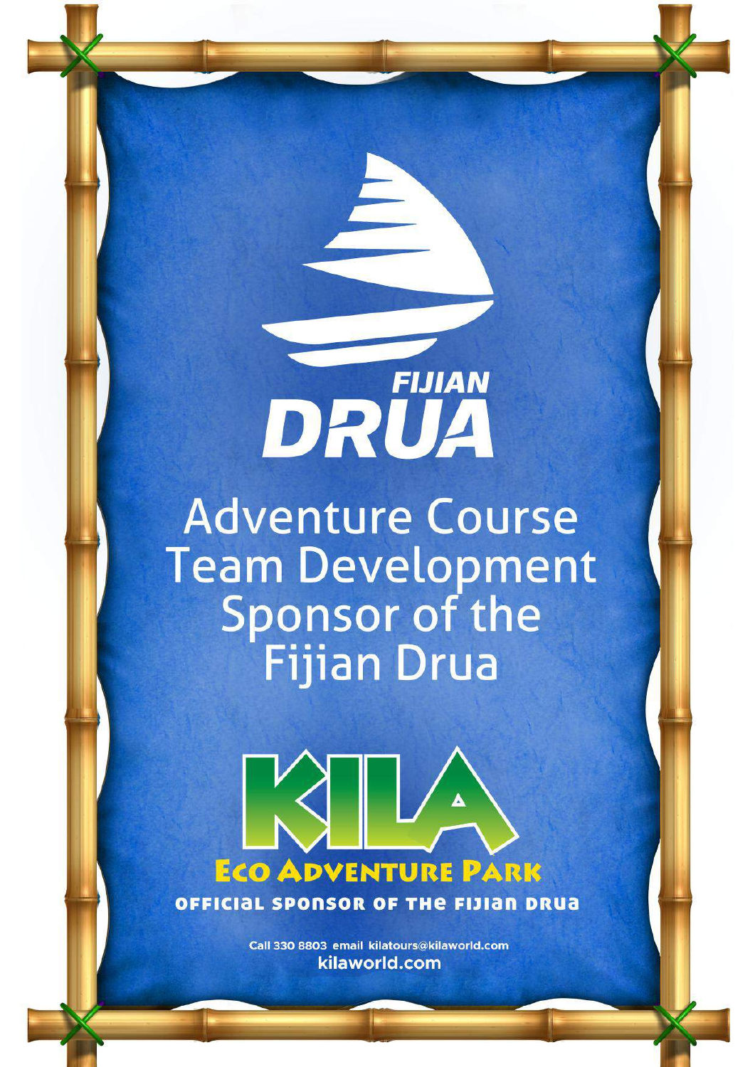FIJIAN

DRUA

Adventure Course
Team Development
Sponsor of the
Fijian Drua

KILA

ECO ADVENTURE PARK

OFFICIAL SPONSOR OF THE FIJIAN DRUA

Call 330 8803 email kilatours@kilaworld.com
kilaworld.com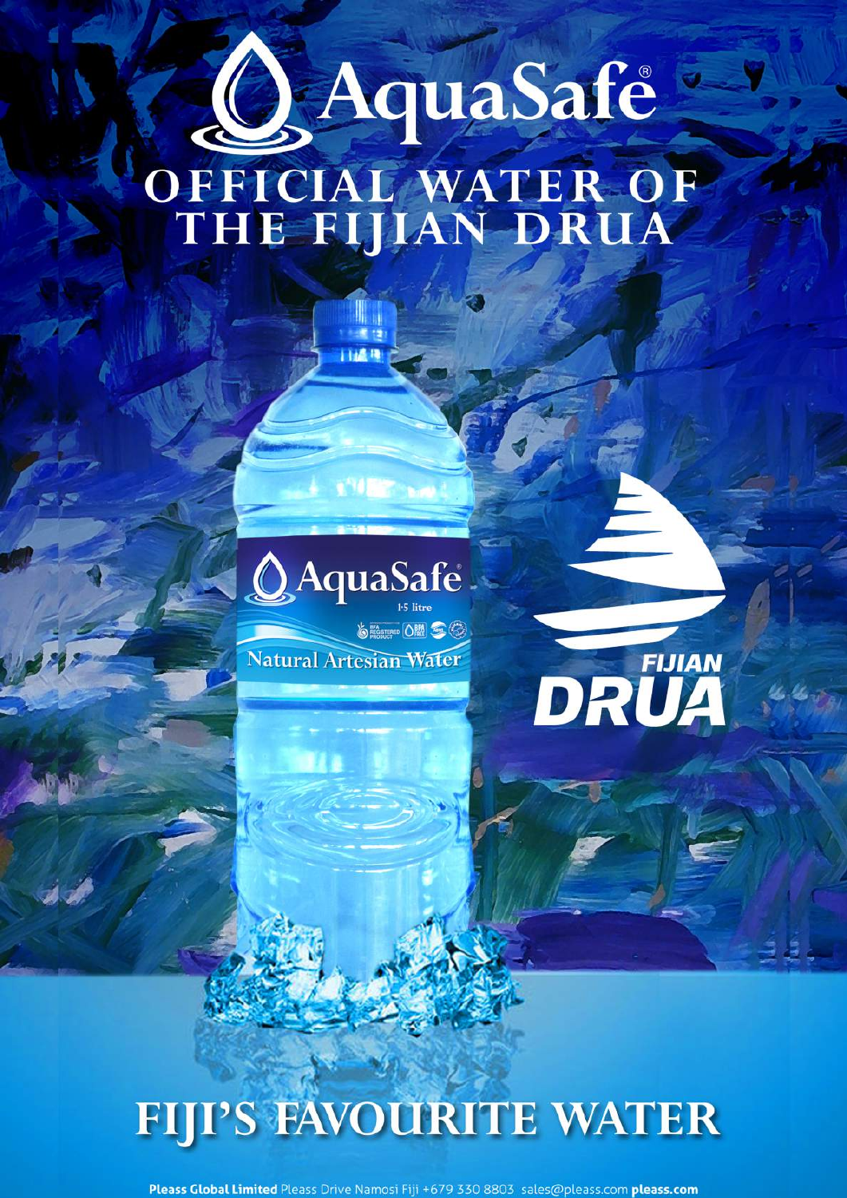# AquaSafe®

## OFFICIAL WATER OF THE FIJIAN DRUA

AquaSafe®
1·5 litre
Natural Artesian Water

FIJIAN DRUA

## FIJI'S FAVOURITE WATER

**Pleass Global Limited** Pleass Drive Namosi Fiji +679 330 8803 sales@pleass.com **pleass.com**